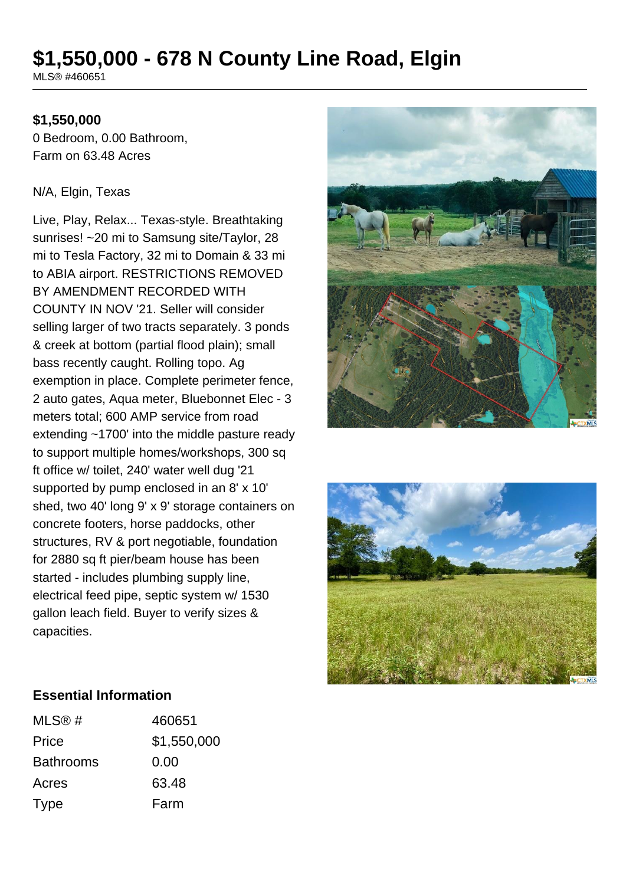# $1,550,000 - 678 N County Line Road, Elgin

MLS® #460651

**$1,550,000**

0 Bedroom, 0.00 Bathroom,
Farm on 63.48 Acres

N/A, Elgin, Texas

Live, Play, Relax... Texas-style. Breathtaking sunrises! ~20 mi to Samsung site/Taylor, 28 mi to Tesla Factory, 32 mi to Domain & 33 mi to ABIA airport. RESTRICTIONS REMOVED BY AMENDMENT RECORDED WITH COUNTY IN NOV '21. Seller will consider selling larger of two tracts separately. 3 ponds & creek at bottom (partial flood plain); small bass recently caught. Rolling topo. Ag exemption in place. Complete perimeter fence, 2 auto gates, Aqua meter, Bluebonnet Elec - 3 meters total; 600 AMP service from road extending ~1700' into the middle pasture ready to support multiple homes/workshops, 300 sq ft office w/ toilet, 240' water well dug '21 supported by pump enclosed in an 8' x 10' shed, two 40' long 9' x 9' storage containers on concrete footers, horse paddocks, other structures, RV & port negotiable, foundation for 2880 sq ft pier/beam house has been started - includes plumbing supply line, electrical feed pipe, septic system w/ 1530 gallon leach field. Buyer to verify sizes & capacities.

## Essential Information

| | |
|---|---|
| MLS® # | 460651 |
| Price | $1,550,000 |
| Bathrooms | 0.00 |
| Acres | 63.48 |
| Type | Farm |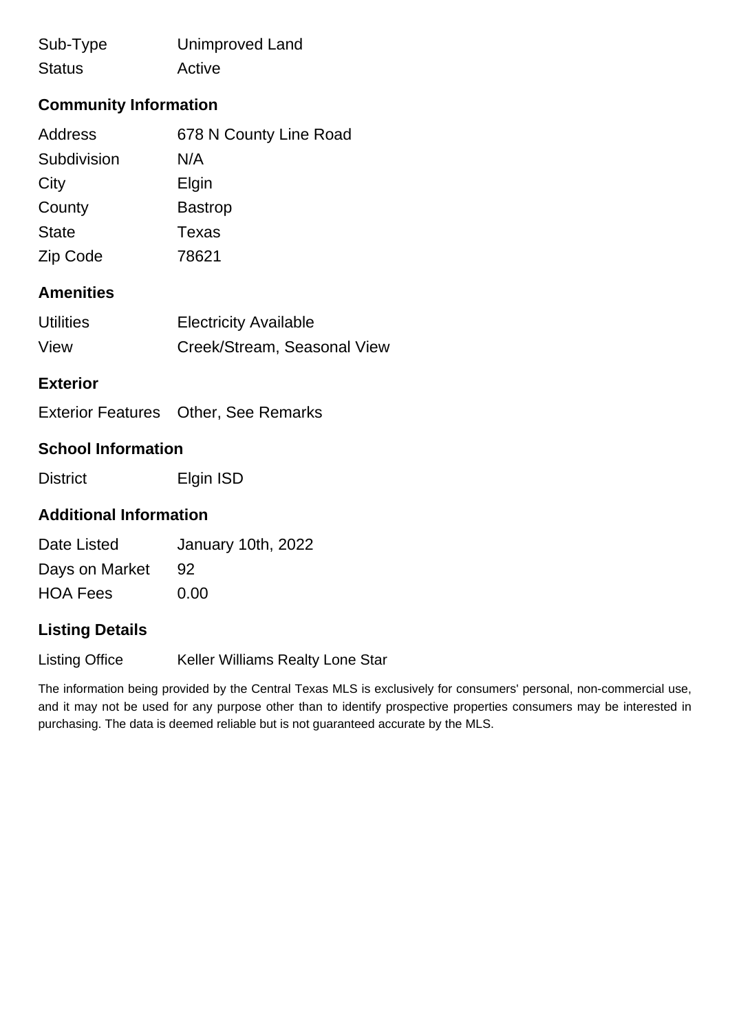| | |
|---|---|
| Sub-Type | Unimproved Land |
| Status | Active |

## Community Information

| | |
|---|---|
| Address | 678 N County Line Road |
| Subdivision | N/A |
| City | Elgin |
| County | Bastrop |
| State | Texas |
| Zip Code | 78621 |

## Amenities

| | |
|---|---|
| Utilities | Electricity Available |
| View | Creek/Stream, Seasonal View |

## Exterior

| | |
|---|---|
| Exterior Features | Other, See Remarks |

## School Information

| | |
|---|---|
| District | Elgin ISD |

## Additional Information

| | |
|---|---|
| Date Listed | January 10th, 2022 |
| Days on Market | 92 |
| HOA Fees | 0.00 |

## Listing Details

| | |
|---|---|
| Listing Office | Keller Williams Realty Lone Star |

The information being provided by the Central Texas MLS is exclusively for consumers' personal, non-commercial use, and it may not be used for any purpose other than to identify prospective properties consumers may be interested in purchasing. The data is deemed reliable but is not guaranteed accurate by the MLS.